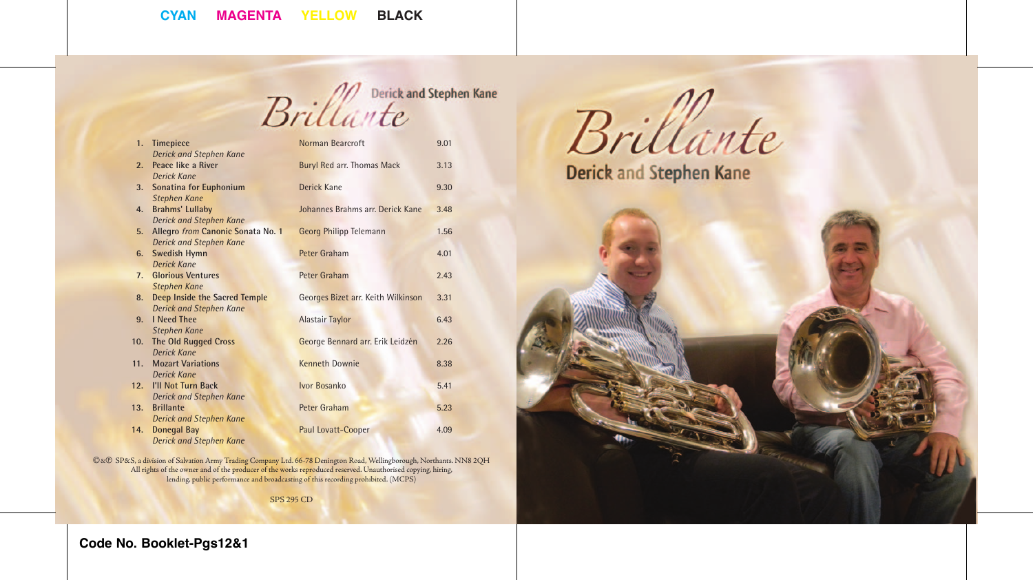# Brillante

## Derick and Stephen Kane

| | Title | Composer | Time |
|---|---|---|---|
| 1. | **Timepiece**<br>*Derick and Stephen Kane* | Norman Bearcroft | 9.01 |
| 2. | **Peace like a River**<br>*Derick Kane* | Buryl Red arr. Thomas Mack | 3.13 |
| 3. | **Sonatina for Euphonium**<br>*Stephen Kane* | Derick Kane | 9.30 |
| 4. | **Brahms' Lullaby**<br>*Derick and Stephen Kane* | Johannes Brahms arr. Derick Kane | 3.48 |
| 5. | **Allegro** *from* **Canonic Sonata No. 1**<br>*Derick and Stephen Kane* | Georg Philipp Telemann | 1.56 |
| 6. | **Swedish Hymn**<br>*Derick Kane* | Peter Graham | 4.01 |
| 7. | **Glorious Ventures**<br>*Stephen Kane* | Peter Graham | 2.43 |
| 8. | **Deep Inside the Sacred Temple**<br>*Derick and Stephen Kane* | Georges Bizet arr. Keith Wilkinson | 3.31 |
| 9. | **I Need Thee**<br>*Stephen Kane* | Alastair Taylor | 6.43 |
| 10. | **The Old Rugged Cross**<br>*Derick Kane* | George Bennard arr. Erik Leidzén | 2.26 |
| 11. | **Mozart Variations**<br>*Derick Kane* | Kenneth Downie | 8.38 |
| 12. | **I'll Not Turn Back**<br>*Derick and Stephen Kane* | Ivor Bosanko | 5.41 |
| 13. | **Brillante**<br>*Derick and Stephen Kane* | Peter Graham | 5.23 |
| 14. | **Donegal Bay**<br>*Derick and Stephen Kane* | Paul Lovatt-Cooper | 4.09 |

©&℗ SP&S, a division of Salvation Army Trading Company Ltd. 66-78 Denington Road, Wellingborough, Northants. NN8 2QH
All rights of the owner and of the producer of the works reproduced reserved. Unauthorised copying, hiring, lending, public performance and broadcasting of this recording prohibited. (MCPS)

SPS 295 CD

# Brillante

## Derick and Stephen Kane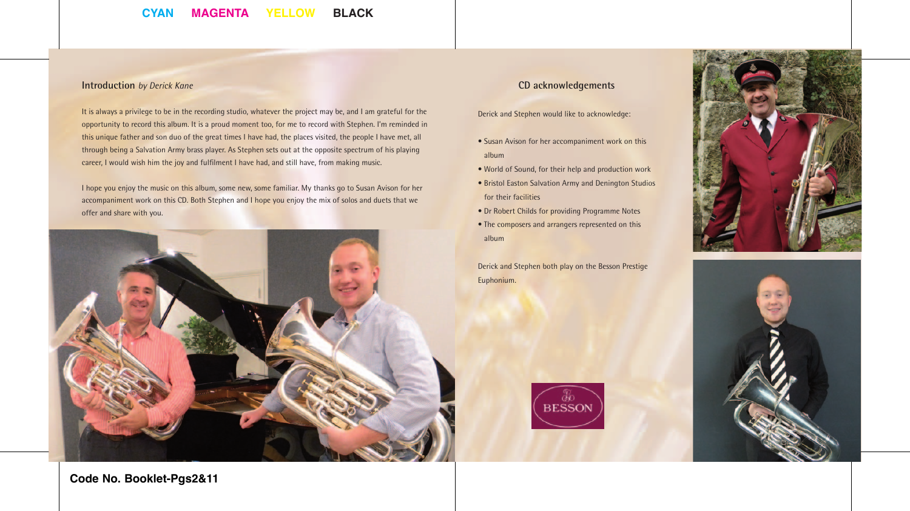## Introduction *by Derick Kane*

It is always a privilege to be in the recording studio, whatever the project may be, and I am grateful for the opportunity to record this album. It is a proud moment too, for me to record with Stephen. I'm reminded in this unique father and son duo of the great times I have had, the places visited, the people I have met, all through being a Salvation Army brass player. As Stephen sets out at the opposite spectrum of his playing career, I would wish him the joy and fulfilment I have had, and still have, from making music.

I hope you enjoy the music on this album, some new, some familiar. My thanks go to Susan Avison for her accompaniment work on this CD. Both Stephen and I hope you enjoy the mix of solos and duets that we offer and share with you.

## CD acknowledgements

Derick and Stephen would like to acknowledge:

- Susan Avison for her accompaniment work on this album
- World of Sound, for their help and production work
- Bristol Easton Salvation Army and Denington Studios for their facilities
- Dr Robert Childs for providing Programme Notes
- The composers and arrangers represented on this album

Derick and Stephen both play on the Besson Prestige Euphonium.

BESSON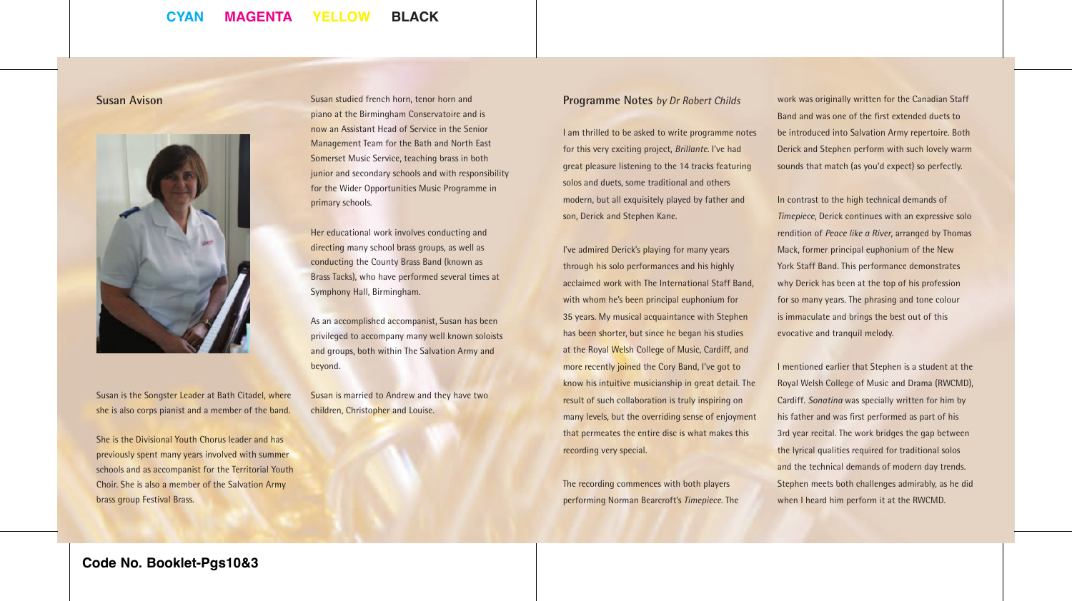## Susan Avison

Susan is the Songster Leader at Bath Citadel, where she is also corps pianist and a member of the band.

She is the Divisional Youth Chorus leader and has previously spent many years involved with summer schools and as accompanist for the Territorial Youth Choir. She is also a member of the Salvation Army brass group Festival Brass.

Susan studied french horn, tenor horn and piano at the Birmingham Conservatoire and is now an Assistant Head of Service in the Senior Management Team for the Bath and North East Somerset Music Service, teaching brass in both junior and secondary schools and with responsibility for the Wider Opportunities Music Programme in primary schools.

Her educational work involves conducting and directing many school brass groups, as well as conducting the County Brass Band (known as Brass Tacks), who have performed several times at Symphony Hall, Birmingham.

As an accomplished accompanist, Susan has been privileged to accompany many well known soloists and groups, both within The Salvation Army and beyond.

Susan is married to Andrew and they have two children, Christopher and Louise.

## Programme Notes *by Dr Robert Childs*

I am thrilled to be asked to write programme notes for this very exciting project, *Brillante*. I've had great pleasure listening to the 14 tracks featuring solos and duets, some traditional and others modern, but all exquisitely played by father and son, Derick and Stephen Kane.

I've admired Derick's playing for many years through his solo performances and his highly acclaimed work with The International Staff Band, with whom he's been principal euphonium for 35 years. My musical acquaintance with Stephen has been shorter, but since he began his studies at the Royal Welsh College of Music, Cardiff, and more recently joined the Cory Band, I've got to know his intuitive musicianship in great detail. The result of such collaboration is truly inspiring on many levels, but the overriding sense of enjoyment that permeates the entire disc is what makes this recording very special.

The recording commences with both players performing Norman Bearcroft's *Timepiece*. The work was originally written for the Canadian Staff Band and was one of the first extended duets to be introduced into Salvation Army repertoire. Both Derick and Stephen perform with such lovely warm sounds that match (as you'd expect) so perfectly.

In contrast to the high technical demands of *Timepiece*, Derick continues with an expressive solo rendition of *Peace like a River*, arranged by Thomas Mack, former principal euphonium of the New York Staff Band. This performance demonstrates why Derick has been at the top of his profession for so many years. The phrasing and tone colour is immaculate and brings the best out of this evocative and tranquil melody.

I mentioned earlier that Stephen is a student at the Royal Welsh College of Music and Drama (RWCMD), Cardiff. *Sonatina* was specially written for him by his father and was first performed as part of his 3rd year recital. The work bridges the gap between the lyrical qualities required for traditional solos and the technical demands of modern day trends. Stephen meets both challenges admirably, as he did when I heard him perform it at the RWCMD.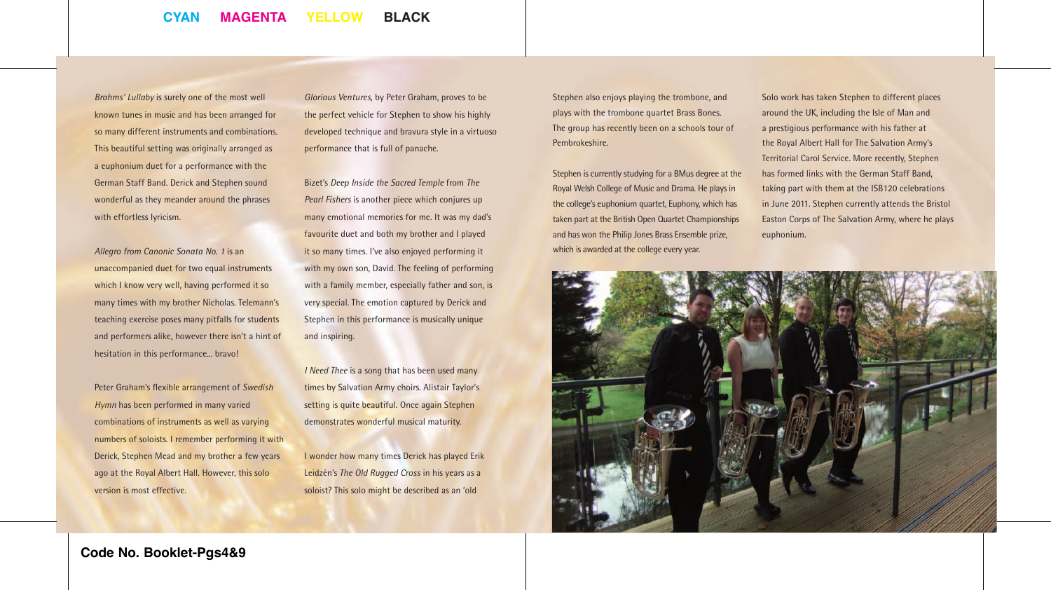*Brahms' Lullaby* is surely one of the most well known tunes in music and has been arranged for so many different instruments and combinations. This beautiful setting was originally arranged as a euphonium duet for a performance with the German Staff Band. Derick and Stephen sound wonderful as they meander around the phrases with effortless lyricism.

*Allegro from Canonic Sonata No. 1* is an unaccompanied duet for two equal instruments which I know very well, having performed it so many times with my brother Nicholas. Telemann's teaching exercise poses many pitfalls for students and performers alike, however there isn't a hint of hesitation in this performance... bravo!

Peter Graham's flexible arrangement of *Swedish Hymn* has been performed in many varied combinations of instruments as well as varying numbers of soloists. I remember performing it with Derick, Stephen Mead and my brother a few years ago at the Royal Albert Hall. However, this solo version is most effective.

*Glorious Ventures*, by Peter Graham, proves to be the perfect vehicle for Stephen to show his highly developed technique and bravura style in a virtuoso performance that is full of panache.

Bizet's *Deep Inside the Sacred Temple* from *The Pearl Fishers* is another piece which conjures up many emotional memories for me. It was my dad's favourite duet and both my brother and I played it so many times. I've also enjoyed performing it with my own son, David. The feeling of performing with a family member, especially father and son, is very special. The emotion captured by Derick and Stephen in this performance is musically unique and inspiring.

*I Need Thee* is a song that has been used many times by Salvation Army choirs. Alistair Taylor's setting is quite beautiful. Once again Stephen demonstrates wonderful musical maturity.

I wonder how many times Derick has played Erik Leidzén's *The Old Rugged Cross* in his years as a soloist? This solo might be described as an 'old

Stephen also enjoys playing the trombone, and plays with the trombone quartet Brass Bones. The group has recently been on a schools tour of Pembrokeshire.

Stephen is currently studying for a BMus degree at the Royal Welsh College of Music and Drama. He plays in the college's euphonium quartet, Euphony, which has taken part at the British Open Quartet Championships and has won the Philip Jones Brass Ensemble prize, which is awarded at the college every year.

Solo work has taken Stephen to different places around the UK, including the Isle of Man and a prestigious performance with his father at the Royal Albert Hall for The Salvation Army's Territorial Carol Service. More recently, Stephen has formed links with the German Staff Band, taking part with them at the ISB120 celebrations in June 2011. Stephen currently attends the Bristol Easton Corps of The Salvation Army, where he plays euphonium.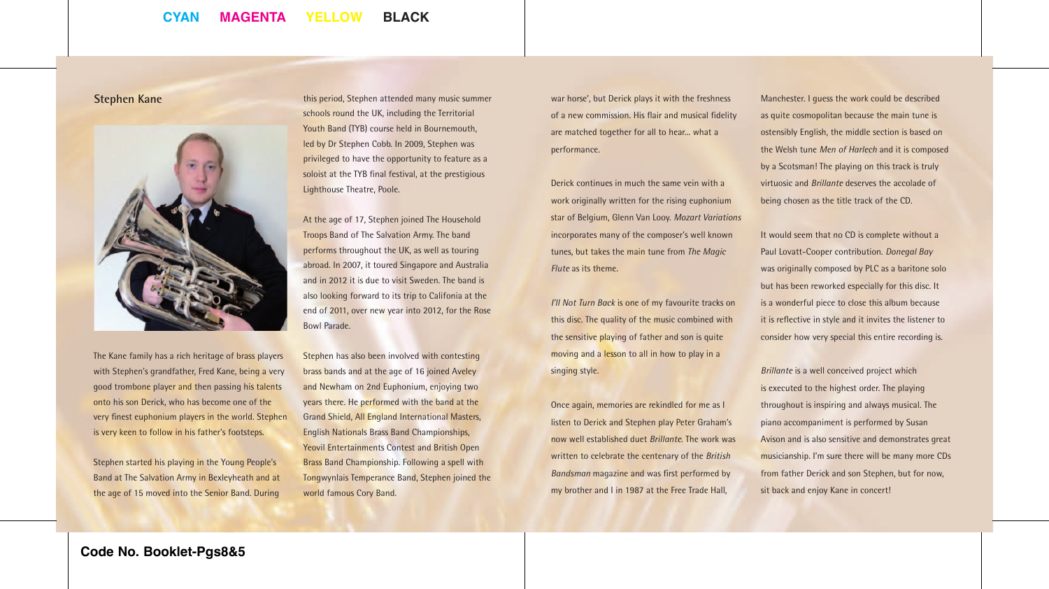## Stephen Kane

The Kane family has a rich heritage of brass players with Stephen's grandfather, Fred Kane, being a very good trombone player and then passing his talents onto his son Derick, who has become one of the very finest euphonium players in the world. Stephen is very keen to follow in his father's footsteps.

Stephen started his playing in the Young People's Band at The Salvation Army in Bexleyheath and at the age of 15 moved into the Senior Band. During this period, Stephen attended many music summer schools round the UK, including the Territorial Youth Band (TYB) course held in Bournemouth, led by Dr Stephen Cobb. In 2009, Stephen was privileged to have the opportunity to feature as a soloist at the TYB final festival, at the prestigious Lighthouse Theatre, Poole.

At the age of 17, Stephen joined The Household Troops Band of The Salvation Army. The band performs throughout the UK, as well as touring abroad. In 2007, it toured Singapore and Australia and in 2012 it is due to visit Sweden. The band is also looking forward to its trip to Califonia at the end of 2011, over new year into 2012, for the Rose Bowl Parade.

Stephen has also been involved with contesting brass bands and at the age of 16 joined Aveley and Newham on 2nd Euphonium, enjoying two years there. He performed with the band at the Grand Shield, All England International Masters, English Nationals Brass Band Championships, Yeovil Entertainments Contest and British Open Brass Band Championship. Following a spell with Tongwynlais Temperance Band, Stephen joined the world famous Cory Band.

war horse', but Derick plays it with the freshness of a new commission. His flair and musical fidelity are matched together for all to hear... what a performance.

Derick continues in much the same vein with a work originally written for the rising euphonium star of Belgium, Glenn Van Looy. *Mozart Variations* incorporates many of the composer's well known tunes, but takes the main tune from *The Magic Flute* as its theme.

*I'll Not Turn Back* is one of my favourite tracks on this disc. The quality of the music combined with the sensitive playing of father and son is quite moving and a lesson to all in how to play in a singing style.

Once again, memories are rekindled for me as I listen to Derick and Stephen play Peter Graham's now well established duet *Brillante*. The work was written to celebrate the centenary of the *British Bandsman* magazine and was first performed by my brother and I in 1987 at the Free Trade Hall, Manchester. I guess the work could be described as quite cosmopolitan because the main tune is ostensibly English, the middle section is based on the Welsh tune *Men of Harlech* and it is composed by a Scotsman! The playing on this track is truly virtuosic and *Brillante* deserves the accolade of being chosen as the title track of the CD.

It would seem that no CD is complete without a Paul Lovatt-Cooper contribution. *Donegal Bay* was originally composed by PLC as a baritone solo but has been reworked especially for this disc. It is a wonderful piece to close this album because it is reflective in style and it invites the listener to consider how very special this entire recording is.

*Brillante* is a well conceived project which is executed to the highest order. The playing throughout is inspiring and always musical. The piano accompaniment is performed by Susan Avison and is also sensitive and demonstrates great musicianship. I'm sure there will be many more CDs from father Derick and son Stephen, but for now, sit back and enjoy Kane in concert!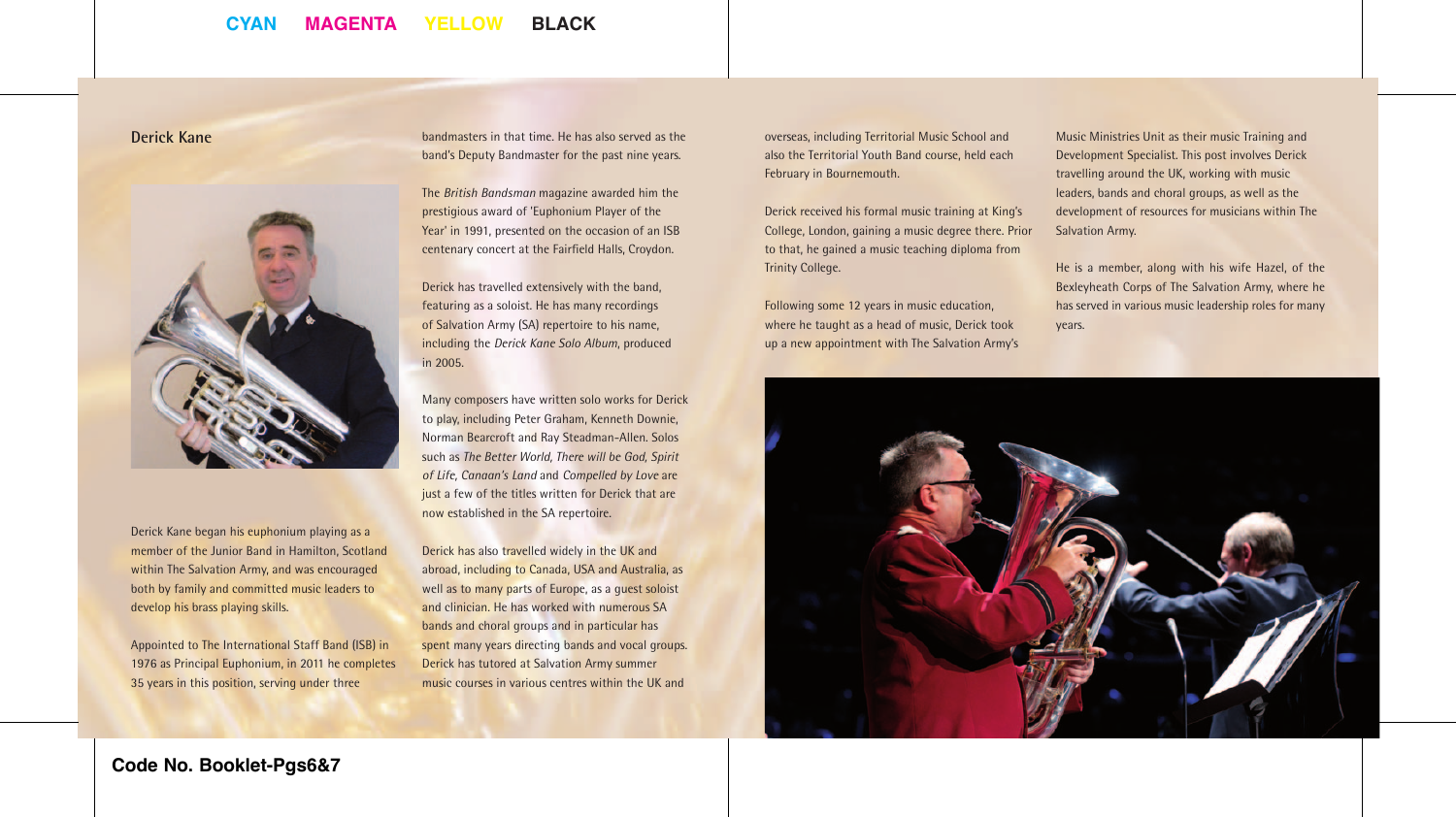## Derick Kane

Derick Kane began his euphonium playing as a member of the Junior Band in Hamilton, Scotland within The Salvation Army, and was encouraged both by family and committed music leaders to develop his brass playing skills.

Appointed to The International Staff Band (ISB) in 1976 as Principal Euphonium, in 2011 he completes 35 years in this position, serving under three bandmasters in that time. He has also served as the band's Deputy Bandmaster for the past nine years.

The *British Bandsman* magazine awarded him the prestigious award of 'Euphonium Player of the Year' in 1991, presented on the occasion of an ISB centenary concert at the Fairfield Halls, Croydon.

Derick has travelled extensively with the band, featuring as a soloist. He has many recordings of Salvation Army (SA) repertoire to his name, including the *Derick Kane Solo Album*, produced in 2005.

Many composers have written solo works for Derick to play, including Peter Graham, Kenneth Downie, Norman Bearcroft and Ray Steadman-Allen. Solos such as *The Better World, There will be God, Spirit of Life, Canaan's Land* and *Compelled by Love* are just a few of the titles written for Derick that are now established in the SA repertoire.

Derick has also travelled widely in the UK and abroad, including to Canada, USA and Australia, as well as to many parts of Europe, as a guest soloist and clinician. He has worked with numerous SA bands and choral groups and in particular has spent many years directing bands and vocal groups. Derick has tutored at Salvation Army summer music courses in various centres within the UK and overseas, including Territorial Music School and also the Territorial Youth Band course, held each February in Bournemouth.

Derick received his formal music training at King's College, London, gaining a music degree there. Prior to that, he gained a music teaching diploma from Trinity College.

Following some 12 years in music education, where he taught as a head of music, Derick took up a new appointment with The Salvation Army's Music Ministries Unit as their music Training and Development Specialist. This post involves Derick travelling around the UK, working with music leaders, bands and choral groups, as well as the development of resources for musicians within The Salvation Army.

He is a member, along with his wife Hazel, of the Bexleyheath Corps of The Salvation Army, where he has served in various music leadership roles for many years.